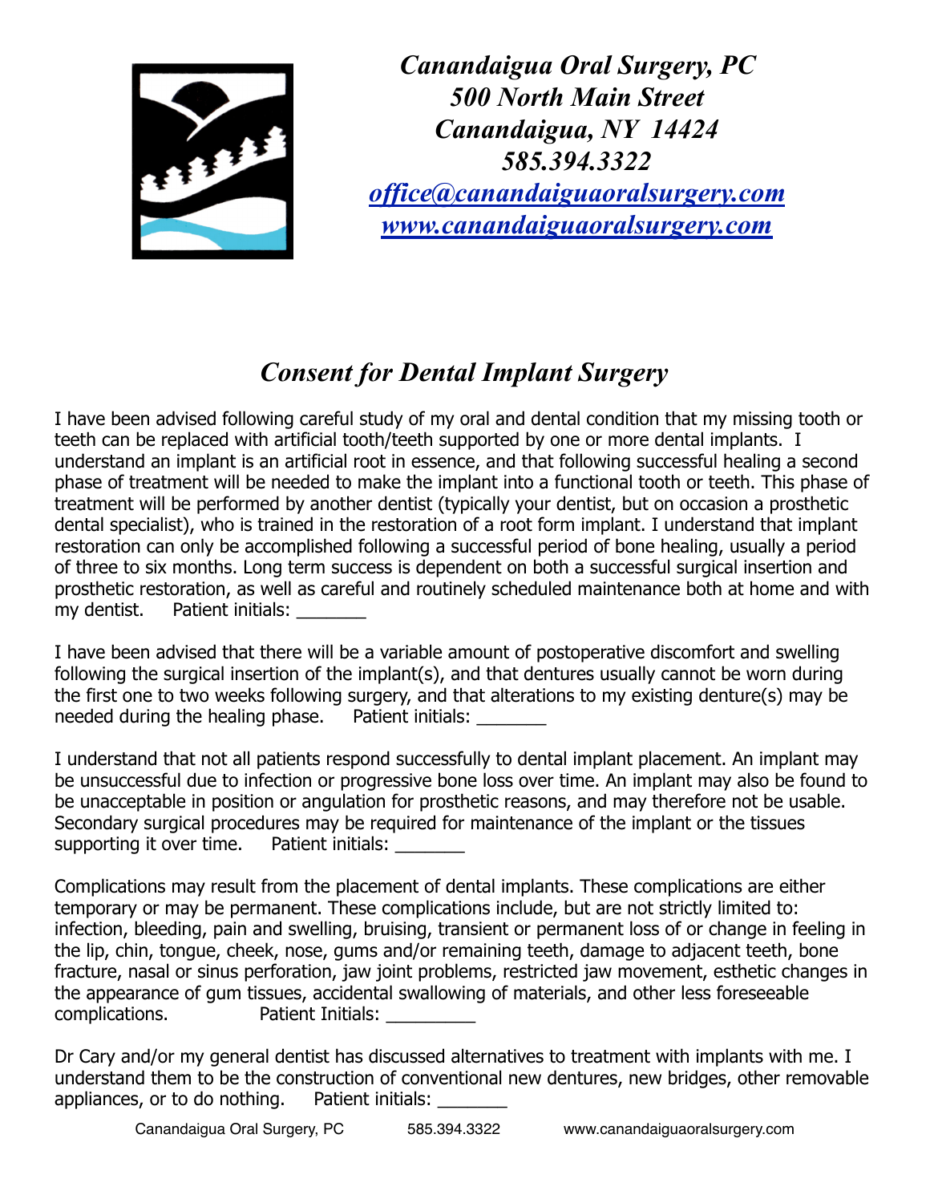*Canandaigua Oral Surgery, PC*
*500 North Main Street*
*Canandaigua, NY 14424*
*585.394.3322*
*office@canandaiguaoralsurgery.com*
*www.canandaiguaoralsurgery.com*

# *Consent for Dental Implant Surgery*

I have been advised following careful study of my oral and dental condition that my missing tooth or teeth can be replaced with artificial tooth/teeth supported by one or more dental implants. I understand an implant is an artificial root in essence, and that following successful healing a second phase of treatment will be needed to make the implant into a functional tooth or teeth. This phase of treatment will be performed by another dentist (typically your dentist, but on occasion a prosthetic dental specialist), who is trained in the restoration of a root form implant. I understand that implant restoration can only be accomplished following a successful period of bone healing, usually a period of three to six months. Long term success is dependent on both a successful surgical insertion and prosthetic restoration, as well as careful and routinely scheduled maintenance both at home and with my dentist. Patient initials: _______

I have been advised that there will be a variable amount of postoperative discomfort and swelling following the surgical insertion of the implant(s), and that dentures usually cannot be worn during the first one to two weeks following surgery, and that alterations to my existing denture(s) may be needed during the healing phase. Patient initials: _______

I understand that not all patients respond successfully to dental implant placement. An implant may be unsuccessful due to infection or progressive bone loss over time. An implant may also be found to be unacceptable in position or angulation for prosthetic reasons, and may therefore not be usable. Secondary surgical procedures may be required for maintenance of the implant or the tissues supporting it over time. Patient initials: _______

Complications may result from the placement of dental implants. These complications are either temporary or may be permanent. These complications include, but are not strictly limited to: infection, bleeding, pain and swelling, bruising, transient or permanent loss of or change in feeling in the lip, chin, tongue, cheek, nose, gums and/or remaining teeth, damage to adjacent teeth, bone fracture, nasal or sinus perforation, jaw joint problems, restricted jaw movement, esthetic changes in the appearance of gum tissues, accidental swallowing of materials, and other less foreseeable complications. Patient Initials: _________

Dr Cary and/or my general dentist has discussed alternatives to treatment with implants with me. I understand them to be the construction of conventional new dentures, new bridges, other removable appliances, or to do nothing. Patient initials: _______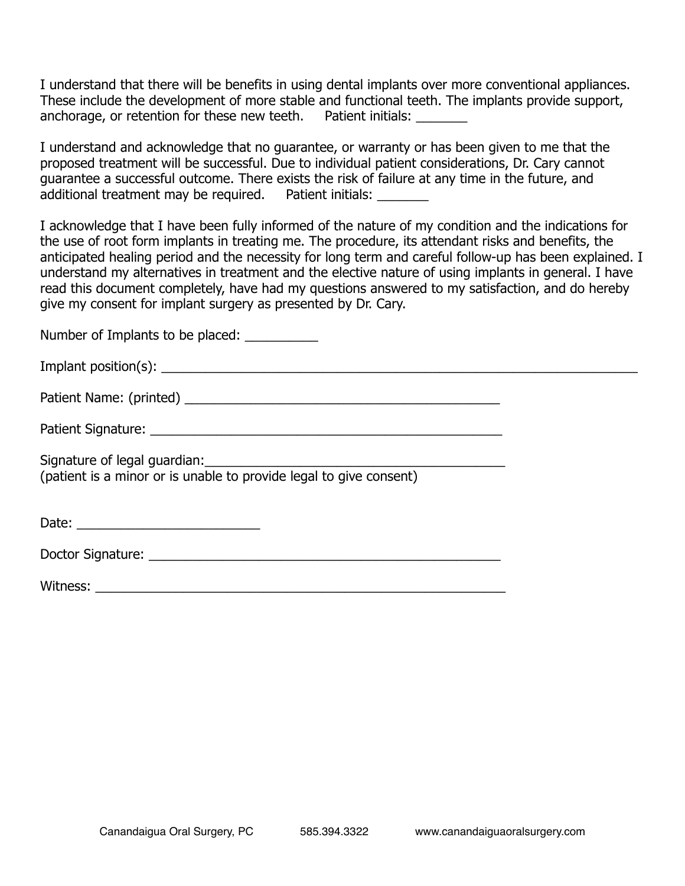I understand that there will be benefits in using dental implants over more conventional appliances. These include the development of more stable and functional teeth. The implants provide support, anchorage, or retention for these new teeth.     Patient initials: _______

I understand and acknowledge that no guarantee, or warranty or has been given to me that the proposed treatment will be successful. Due to individual patient considerations, Dr. Cary cannot guarantee a successful outcome. There exists the risk of failure at any time in the future, and additional treatment may be required.     Patient initials: _______

I acknowledge that I have been fully informed of the nature of my condition and the indications for the use of root form implants in treating me. The procedure, its attendant risks and benefits, the anticipated healing period and the necessity for long term and careful follow-up has been explained. I understand my alternatives in treatment and the elective nature of using implants in general. I have read this document completely, have had my questions answered to my satisfaction, and do hereby give my consent for implant surgery as presented by Dr. Cary.

Number of Implants to be placed: __________

Implant position(s): ____________________________________________________________________

Patient Name: (printed) ____________________________________________

Patient Signature: _________________________________________________

Signature of legal guardian:__________________________________________
(patient is a minor or is unable to provide legal to give consent)

Date: _________________________

Doctor Signature: __________________________________________________

Witness: _________________________________________________________

Canandaigua Oral Surgery, PC     585.394.3322     www.canandaiguaoralsurgery.com